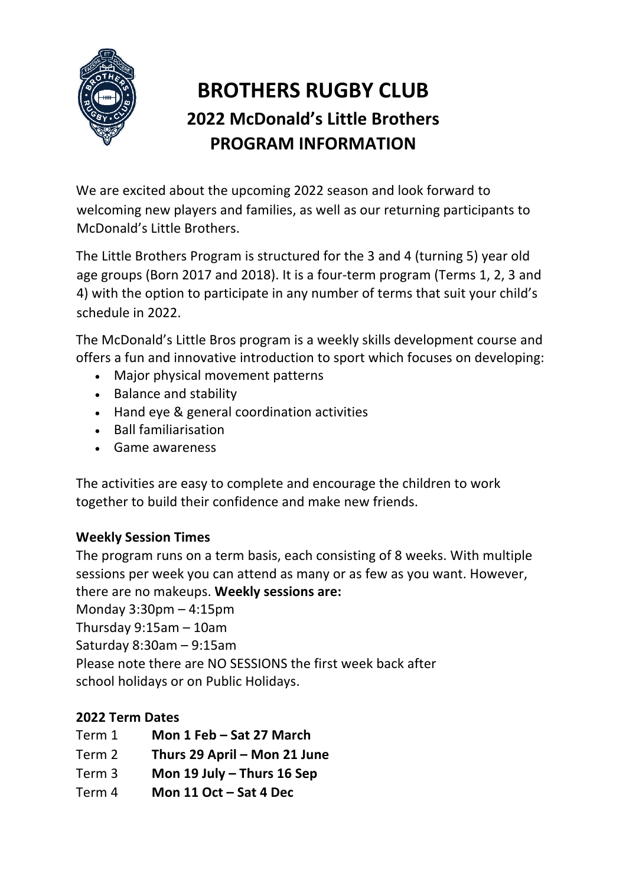# BROTHERS RUGBY CLUB

## 2022 McDonald's Little Brothers PROGRAM INFORMATION

We are excited about the upcoming 2022 season and look forward to welcoming new players and families, as well as our returning participants to McDonald's Little Brothers.

The Little Brothers Program is structured for the 3 and 4 (turning 5) year old age groups (Born 2017 and 2018). It is a four-term program (Terms 1, 2, 3 and 4) with the option to participate in any number of terms that suit your child's schedule in 2022.

The McDonald's Little Bros program is a weekly skills development course and offers a fun and innovative introduction to sport which focuses on developing:

- Major physical movement patterns
- Balance and stability
- Hand eye & general coordination activities
- Ball familiarisation
- Game awareness

The activities are easy to complete and encourage the children to work together to build their confidence and make new friends.

**Weekly Session Times**

The program runs on a term basis, each consisting of 8 weeks. With multiple sessions per week you can attend as many or as few as you want. However, there are no makeups. **Weekly sessions are:**

Monday 3:30pm – 4:15pm
Thursday 9:15am – 10am
Saturday 8:30am – 9:15am
Please note there are NO SESSIONS the first week back after school holidays or on Public Holidays.

**2022 Term Dates**

Term 1 **Mon 1 Feb – Sat 27 March**
Term 2 **Thurs 29 April – Mon 21 June**
Term 3 **Mon 19 July – Thurs 16 Sep**
Term 4 **Mon 11 Oct – Sat 4 Dec**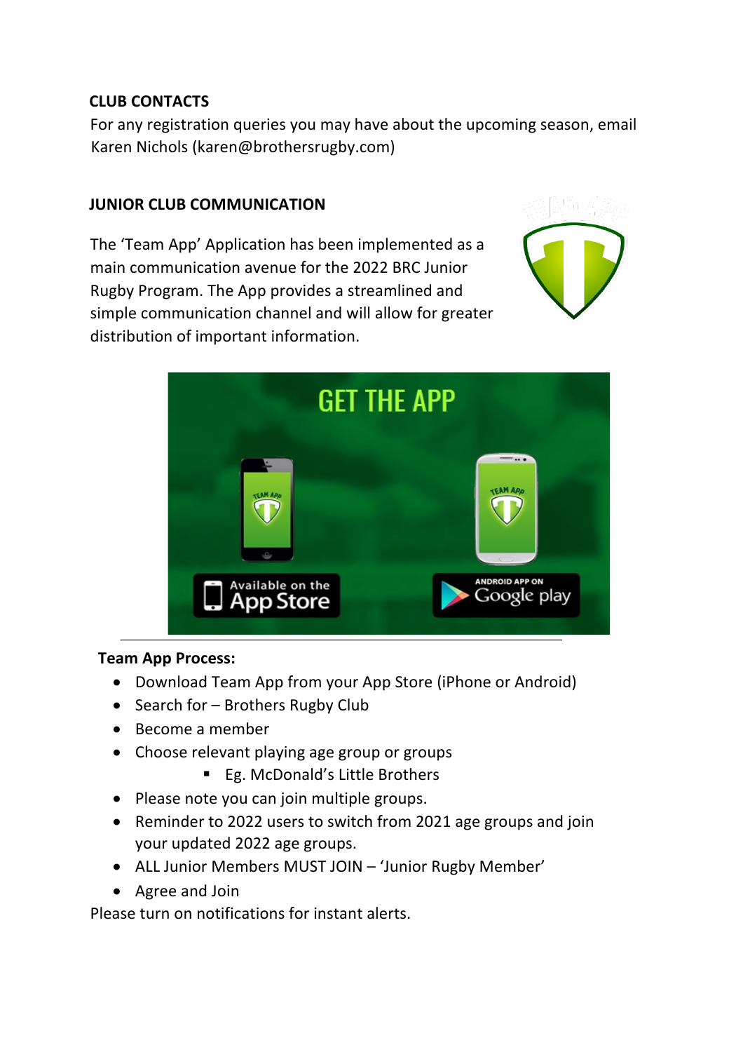## CLUB CONTACTS

For any registration queries you may have about the upcoming season, email Karen Nichols (karen@brothersrugby.com)

## JUNIOR CLUB COMMUNICATION

The 'Team App' Application has been implemented as a main communication avenue for the 2022 BRC Junior Rugby Program. The App provides a streamlined and simple communication channel and will allow for greater distribution of important information.

---

**Team App Process:**

- Download Team App from your App Store (iPhone or Android)
- Search for – Brothers Rugby Club
- Become a member
- Choose relevant playing age group or groups
  - Eg. McDonald's Little Brothers
- Please note you can join multiple groups.
- Reminder to 2022 users to switch from 2021 age groups and join your updated 2022 age groups.
- ALL Junior Members MUST JOIN – 'Junior Rugby Member'
- Agree and Join

Please turn on notifications for instant alerts.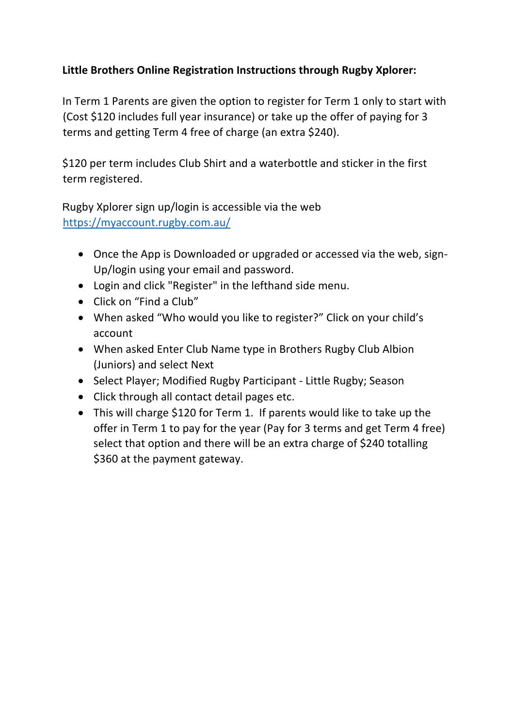**Little Brothers Online Registration Instructions through Rugby Xplorer:**

In Term 1 Parents are given the option to register for Term 1 only to start with (Cost $120 includes full year insurance) or take up the offer of paying for 3 terms and getting Term 4 free of charge (an extra $240).

$120 per term includes Club Shirt and a waterbottle and sticker in the first term registered.

Rugby Xplorer sign up/login is accessible via the web [https://myaccount.rugby.com.au/](https://myaccount.rugby.com.au/)

- Once the App is Downloaded or upgraded or accessed via the web, sign-Up/login using your email and password.
- Login and click "Register" in the lefthand side menu.
- Click on “Find a Club”
- When asked “Who would you like to register?” Click on your child’s account
- When asked Enter Club Name type in Brothers Rugby Club Albion (Juniors) and select Next
- Select Player; Modified Rugby Participant - Little Rugby; Season
- Click through all contact detail pages etc.
- This will charge $120 for Term 1. If parents would like to take up the offer in Term 1 to pay for the year (Pay for 3 terms and get Term 4 free) select that option and there will be an extra charge of $240 totalling $360 at the payment gateway.